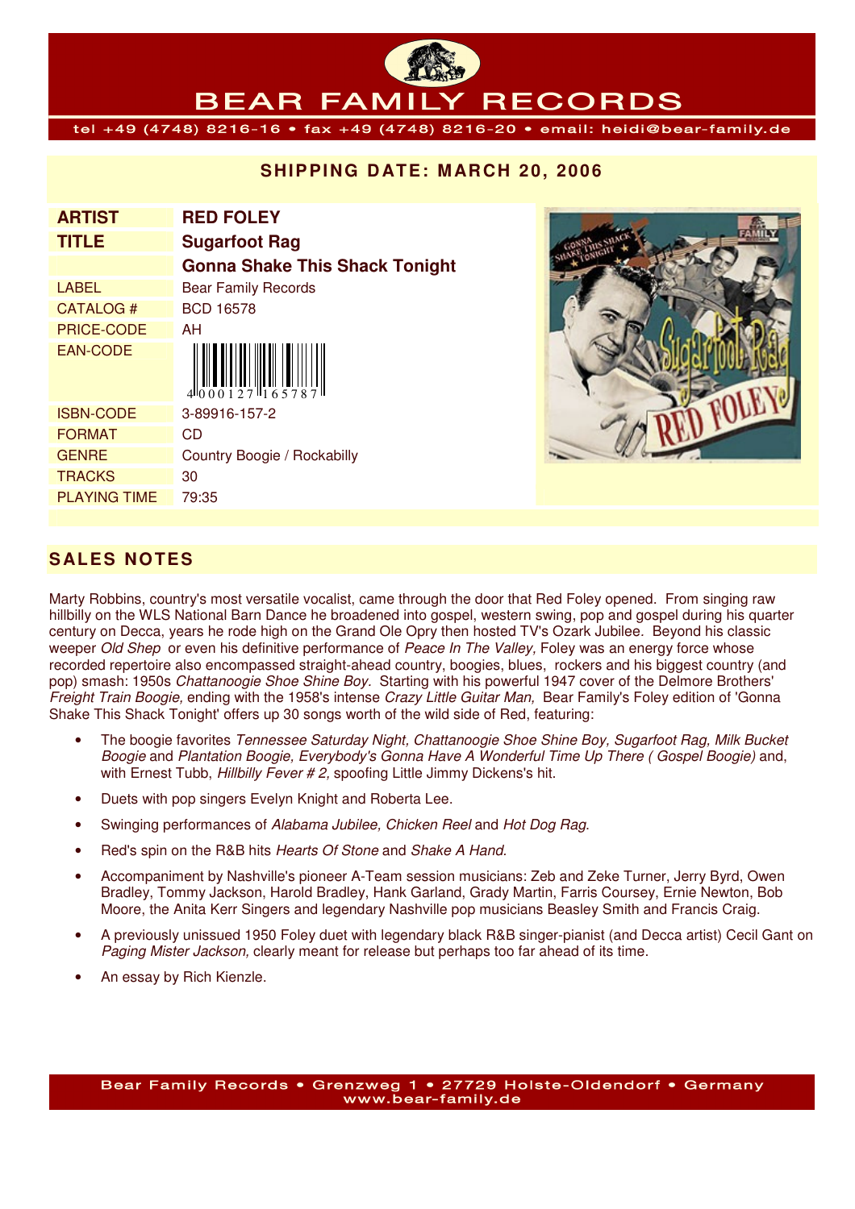# BEAR FAMILY RECORDS

tel +49 (4748) 8216-16 • fax +49 (4748) 8216-20 • email: heidi@bear-family.de

## SHIPPING DATE: MARCH 20, 2006

| | |
|---|---|
| **ARTIST** | **RED FOLEY** |
| **TITLE** | **Sugarfoot Rag** |
| | **Gonna Shake This Shack Tonight** |
| LABEL | Bear Family Records |
| CATALOG # | BCD 16578 |
| PRICE-CODE | AH |
| EAN-CODE | 4 000127 165787 |
| ISBN-CODE | 3-89916-157-2 |
| FORMAT | CD |
| GENRE | Country Boogie / Rockabilly |
| TRACKS | 30 |
| PLAYING TIME | 79:35 |

## SALES NOTES

Marty Robbins, country's most versatile vocalist, came through the door that Red Foley opened. From singing raw hillbilly on the WLS National Barn Dance he broadened into gospel, western swing, pop and gospel during his quarter century on Decca, years he rode high on the Grand Ole Opry then hosted TV's Ozark Jubilee. Beyond his classic weeper *Old Shep* or even his definitive performance of *Peace In The Valley,* Foley was an energy force whose recorded repertoire also encompassed straight-ahead country, boogies, blues, rockers and his biggest country (and pop) smash: 1950s *Chattanoogie Shoe Shine Boy*. Starting with his powerful 1947 cover of the Delmore Brothers' *Freight Train Boogie,* ending with the 1958's intense *Crazy Little Guitar Man,* Bear Family's Foley edition of 'Gonna Shake This Shack Tonight' offers up 30 songs worth of the wild side of Red, featuring:

- The boogie favorites *Tennessee Saturday Night, Chattanoogie Shoe Shine Boy, Sugarfoot Rag, Milk Bucket Boogie* and *Plantation Boogie, Everybody's Gonna Have A Wonderful Time Up There ( Gospel Boogie)* and, with Ernest Tubb, *Hillbilly Fever # 2,* spoofing Little Jimmy Dickens's hit.
- Duets with pop singers Evelyn Knight and Roberta Lee.
- Swinging performances of *Alabama Jubilee, Chicken Reel* and *Hot Dog Rag.*
- Red's spin on the R&B hits *Hearts Of Stone* and *Shake A Hand.*
- Accompaniment by Nashville's pioneer A-Team session musicians: Zeb and Zeke Turner, Jerry Byrd, Owen Bradley, Tommy Jackson, Harold Bradley, Hank Garland, Grady Martin, Farris Coursey, Ernie Newton, Bob Moore, the Anita Kerr Singers and legendary Nashville pop musicians Beasley Smith and Francis Craig.
- A previously unissued 1950 Foley duet with legendary black R&B singer-pianist (and Decca artist) Cecil Gant on *Paging Mister Jackson,* clearly meant for release but perhaps too far ahead of its time.
- An essay by Rich Kienzle.

Bear Family Records • Grenzweg 1 • 27729 Holste-Oldendorf • Germany
www.bear-family.de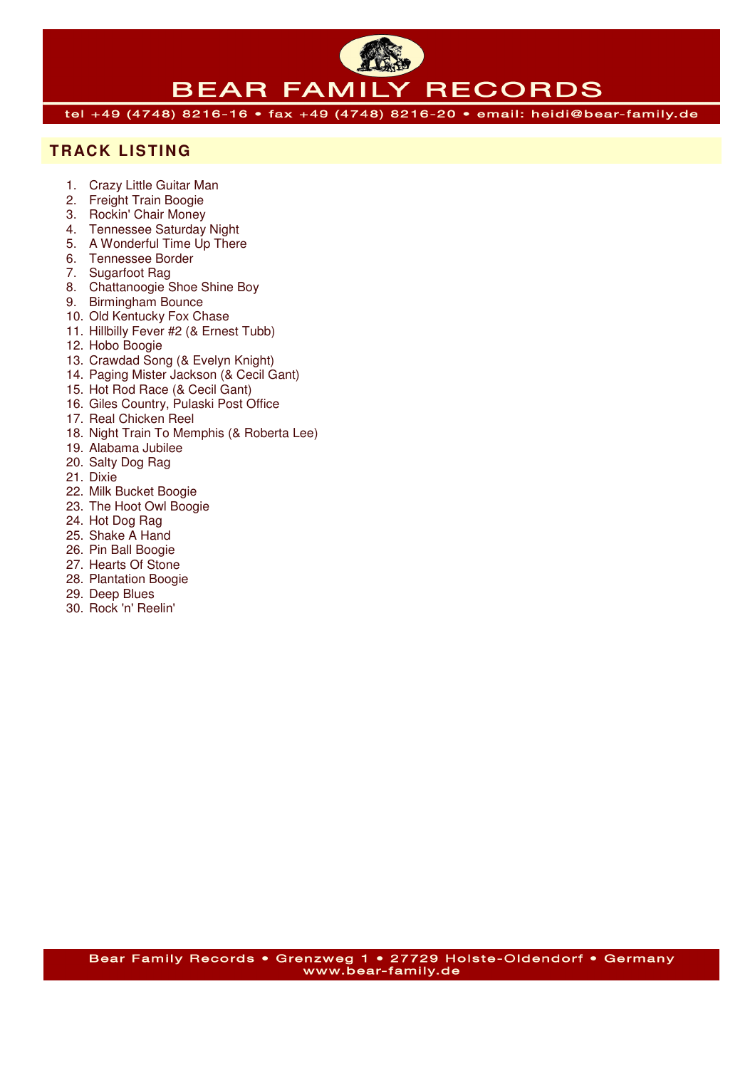## TRACK LISTING

1. Crazy Little Guitar Man
2. Freight Train Boogie
3. Rockin' Chair Money
4. Tennessee Saturday Night
5. A Wonderful Time Up There
6. Tennessee Border
7. Sugarfoot Rag
8. Chattanoogie Shoe Shine Boy
9. Birmingham Bounce
10. Old Kentucky Fox Chase
11. Hillbilly Fever #2 (& Ernest Tubb)
12. Hobo Boogie
13. Crawdad Song (& Evelyn Knight)
14. Paging Mister Jackson (& Cecil Gant)
15. Hot Rod Race (& Cecil Gant)
16. Giles Country, Pulaski Post Office
17. Real Chicken Reel
18. Night Train To Memphis (& Roberta Lee)
19. Alabama Jubilee
20. Salty Dog Rag
21. Dixie
22. Milk Bucket Boogie
23. The Hoot Owl Boogie
24. Hot Dog Rag
25. Shake A Hand
26. Pin Ball Boogie
27. Hearts Of Stone
28. Plantation Boogie
29. Deep Blues
30. Rock 'n' Reelin'